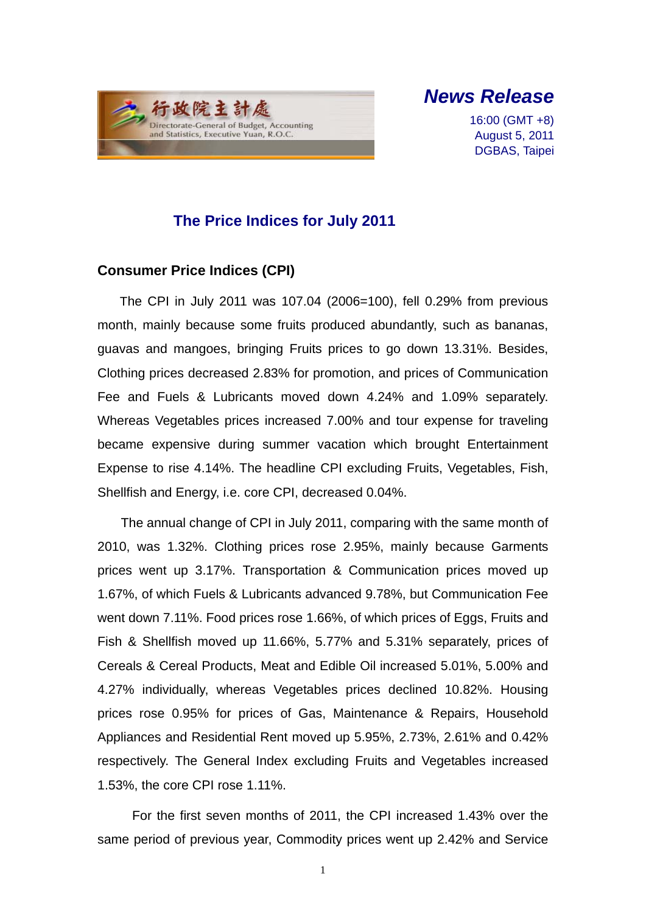行政院主計處
Directorate-General of Budget, Accounting and Statistics, Executive Yuan, R.O.C.

***News Release***

16:00 (GMT +8)
August 5, 2011
DGBAS, Taipei

## The Price Indices for July 2011

### Consumer Price Indices (CPI)

The CPI in July 2011 was 107.04 (2006=100), fell 0.29% from previous month, mainly because some fruits produced abundantly, such as bananas, guavas and mangoes, bringing Fruits prices to go down 13.31%. Besides, Clothing prices decreased 2.83% for promotion, and prices of Communication Fee and Fuels & Lubricants moved down 4.24% and 1.09% separately. Whereas Vegetables prices increased 7.00% and tour expense for traveling became expensive during summer vacation which brought Entertainment Expense to rise 4.14%. The headline CPI excluding Fruits, Vegetables, Fish, Shellfish and Energy, i.e. core CPI, decreased 0.04%.

The annual change of CPI in July 2011, comparing with the same month of 2010, was 1.32%. Clothing prices rose 2.95%, mainly because Garments prices went up 3.17%. Transportation & Communication prices moved up 1.67%, of which Fuels & Lubricants advanced 9.78%, but Communication Fee went down 7.11%. Food prices rose 1.66%, of which prices of Eggs, Fruits and Fish & Shellfish moved up 11.66%, 5.77% and 5.31% separately, prices of Cereals & Cereal Products, Meat and Edible Oil increased 5.01%, 5.00% and 4.27% individually, whereas Vegetables prices declined 10.82%. Housing prices rose 0.95% for prices of Gas, Maintenance & Repairs, Household Appliances and Residential Rent moved up 5.95%, 2.73%, 2.61% and 0.42% respectively. The General Index excluding Fruits and Vegetables increased 1.53%, the core CPI rose 1.11%.

For the first seven months of 2011, the CPI increased 1.43% over the same period of previous year, Commodity prices went up 2.42% and Service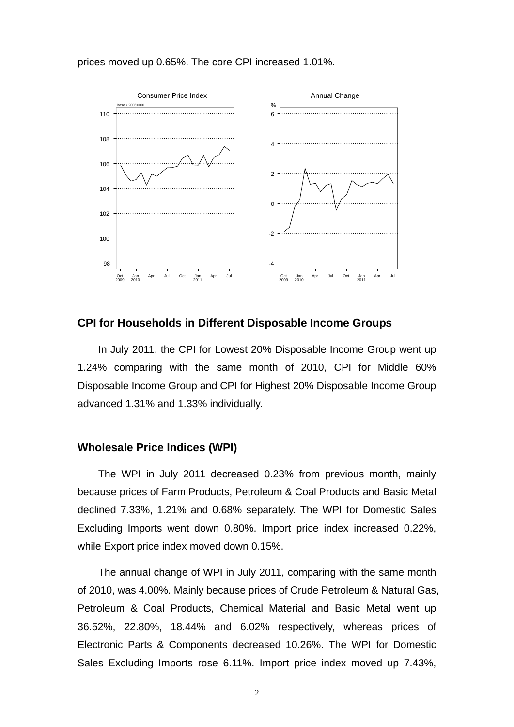prices moved up 0.65%. The core CPI increased 1.01%.

## CPI for Households in Different Disposable Income Groups

In July 2011, the CPI for Lowest 20% Disposable Income Group went up 1.24% comparing with the same month of 2010, CPI for Middle 60% Disposable Income Group and CPI for Highest 20% Disposable Income Group advanced 1.31% and 1.33% individually.

## Wholesale Price Indices (WPI)

The WPI in July 2011 decreased 0.23% from previous month, mainly because prices of Farm Products, Petroleum & Coal Products and Basic Metal declined 7.33%, 1.21% and 0.68% separately. The WPI for Domestic Sales Excluding Imports went down 0.80%. Import price index increased 0.22%, while Export price index moved down 0.15%.

The annual change of WPI in July 2011, comparing with the same month of 2010, was 4.00%. Mainly because prices of Crude Petroleum & Natural Gas, Petroleum & Coal Products, Chemical Material and Basic Metal went up 36.52%, 22.80%, 18.44% and 6.02% respectively, whereas prices of Electronic Parts & Components decreased 10.26%. The WPI for Domestic Sales Excluding Imports rose 6.11%. Import price index moved up 7.43%,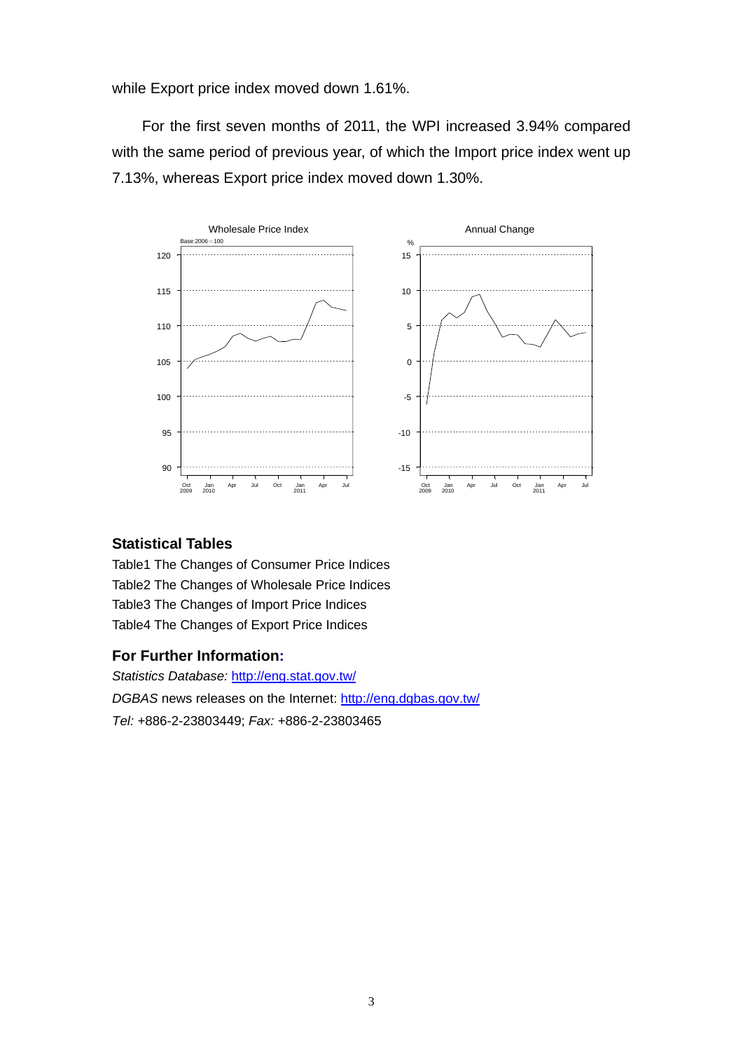while Export price index moved down 1.61%.

For the first seven months of 2011, the WPI increased 3.94% compared with the same period of previous year, of which the Import price index went up 7.13%, whereas Export price index moved down 1.30%.

## Statistical Tables

Table1 The Changes of Consumer Price Indices
Table2 The Changes of Wholesale Price Indices
Table3 The Changes of Import Price Indices
Table4 The Changes of Export Price Indices

## For Further Information:

*Statistics Database:* http://eng.stat.gov.tw/
*DGBAS* news releases on the Internet: http://eng.dgbas.gov.tw/
*Tel:* +886-2-23803449; *Fax:* +886-2-23803465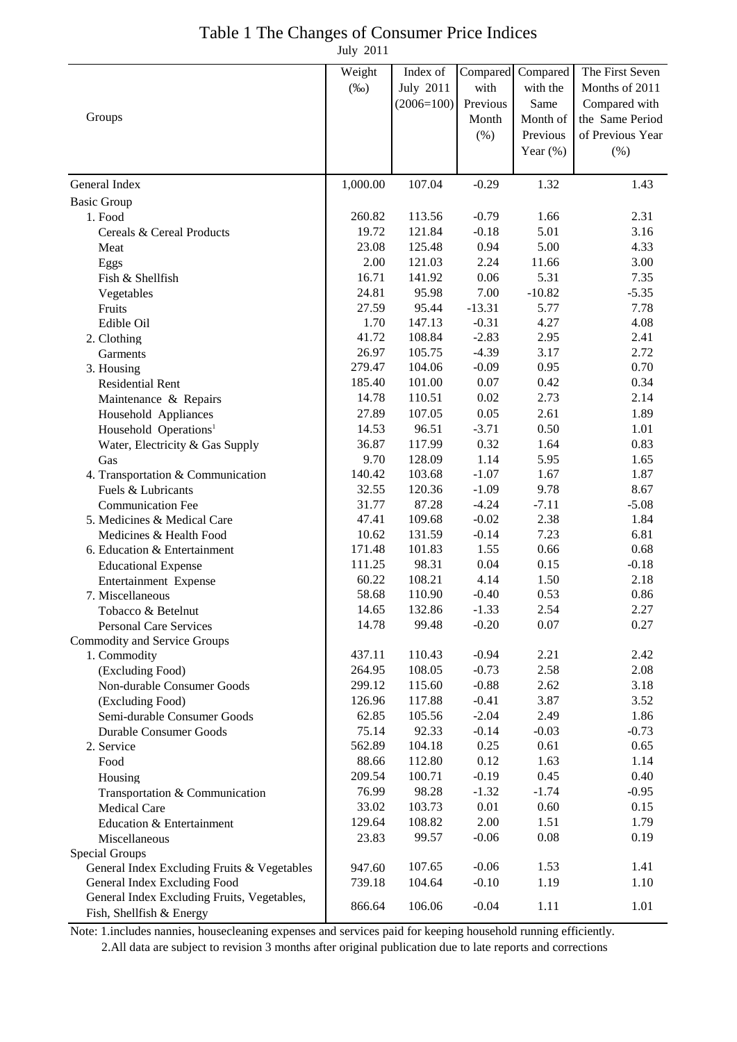# Table 1 The Changes of Consumer Price Indices

July 2011

| Groups | Weight (‰) | Index of July 2011 (2006=100) | Compared with Previous Month (%) | Compared with the Same Month of Previous Year (%) | The First Seven Months of 2011 Compared with the Same Period of Previous Year (%) |
|---|---|---|---|---|---|
| General Index | 1,000.00 | 107.04 | -0.29 | 1.32 | 1.43 |
| Basic Group | | | | | |
| 1. Food | 260.82 | 113.56 | -0.79 | 1.66 | 2.31 |
| Cereals & Cereal Products | 19.72 | 121.84 | -0.18 | 5.01 | 3.16 |
| Meat | 23.08 | 125.48 | 0.94 | 5.00 | 4.33 |
| Eggs | 2.00 | 121.03 | 2.24 | 11.66 | 3.00 |
| Fish & Shellfish | 16.71 | 141.92 | 0.06 | 5.31 | 7.35 |
| Vegetables | 24.81 | 95.98 | 7.00 | -10.82 | -5.35 |
| Fruits | 27.59 | 95.44 | -13.31 | 5.77 | 7.78 |
| Edible Oil | 1.70 | 147.13 | -0.31 | 4.27 | 4.08 |
| 2. Clothing | 41.72 | 108.84 | -2.83 | 2.95 | 2.41 |
| Garments | 26.97 | 105.75 | -4.39 | 3.17 | 2.72 |
| 3. Housing | 279.47 | 104.06 | -0.09 | 0.95 | 0.70 |
| Residential Rent | 185.40 | 101.00 | 0.07 | 0.42 | 0.34 |
| Maintenance & Repairs | 14.78 | 110.51 | 0.02 | 2.73 | 2.14 |
| Household Appliances | 27.89 | 107.05 | 0.05 | 2.61 | 1.89 |
| Household Operations[1] | 14.53 | 96.51 | -3.71 | 0.50 | 1.01 |
| Water, Electricity & Gas Supply | 36.87 | 117.99 | 0.32 | 1.64 | 0.83 |
| Gas | 9.70 | 128.09 | 1.14 | 5.95 | 1.65 |
| 4. Transportation & Communication | 140.42 | 103.68 | -1.07 | 1.67 | 1.87 |
| Fuels & Lubricants | 32.55 | 120.36 | -1.09 | 9.78 | 8.67 |
| Communication Fee | 31.77 | 87.28 | -4.24 | -7.11 | -5.08 |
| 5. Medicines & Medical Care | 47.41 | 109.68 | -0.02 | 2.38 | 1.84 |
| Medicines & Health Food | 10.62 | 131.59 | -0.14 | 7.23 | 6.81 |
| 6. Education & Entertainment | 171.48 | 101.83 | 1.55 | 0.66 | 0.68 |
| Educational Expense | 111.25 | 98.31 | 0.04 | 0.15 | -0.18 |
| Entertainment Expense | 60.22 | 108.21 | 4.14 | 1.50 | 2.18 |
| 7. Miscellaneous | 58.68 | 110.90 | -0.40 | 0.53 | 0.86 |
| Tobacco & Betelnut | 14.65 | 132.86 | -1.33 | 2.54 | 2.27 |
| Personal Care Services | 14.78 | 99.48 | -0.20 | 0.07 | 0.27 |
| Commodity and Service Groups | | | | | |
| 1. Commodity | 437.11 | 110.43 | -0.94 | 2.21 | 2.42 |
| (Excluding Food) | 264.95 | 108.05 | -0.73 | 2.58 | 2.08 |
| Non-durable Consumer Goods | 299.12 | 115.60 | -0.88 | 2.62 | 3.18 |
| (Excluding Food) | 126.96 | 117.88 | -0.41 | 3.87 | 3.52 |
| Semi-durable Consumer Goods | 62.85 | 105.56 | -2.04 | 2.49 | 1.86 |
| Durable Consumer Goods | 75.14 | 92.33 | -0.14 | -0.03 | -0.73 |
| 2. Service | 562.89 | 104.18 | 0.25 | 0.61 | 0.65 |
| Food | 88.66 | 112.80 | 0.12 | 1.63 | 1.14 |
| Housing | 209.54 | 100.71 | -0.19 | 0.45 | 0.40 |
| Transportation & Communication | 76.99 | 98.28 | -1.32 | -1.74 | -0.95 |
| Medical Care | 33.02 | 103.73 | 0.01 | 0.60 | 0.15 |
| Education & Entertainment | 129.64 | 108.82 | 2.00 | 1.51 | 1.79 |
| Miscellaneous | 23.83 | 99.57 | -0.06 | 0.08 | 0.19 |
| Special Groups | | | | | |
| General Index Excluding Fruits & Vegetables | 947.60 | 107.65 | -0.06 | 1.53 | 1.41 |
| General Index Excluding Food | 739.18 | 104.64 | -0.10 | 1.19 | 1.10 |
| General Index Excluding Fruits, Vegetables, Fish, Shellfish & Energy | 866.64 | 106.06 | -0.04 | 1.11 | 1.01 |

Note: 1.includes nannies, housecleaning expenses and services paid for keeping household running efficiently.
2.All data are subject to revision 3 months after original publication due to late reports and corrections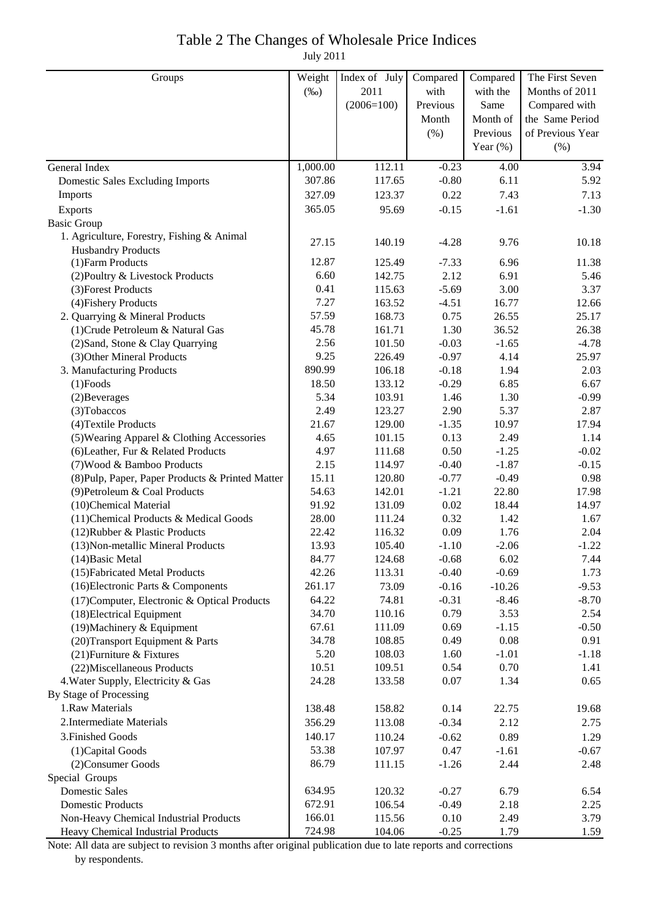# Table 2 The Changes of Wholesale Price Indices

July 2011

| Groups | Weight (‰) | Index of July 2011 (2006=100) | Compared with Previous Month (%) | Compared with the Same Month of Previous Year (%) | The First Seven Months of 2011 Compared with the Same Period of Previous Year (%) |
|---|---|---|---|---|---|
| General Index | 1,000.00 | 112.11 | -0.23 | 4.00 | 3.94 |
| Domestic Sales Excluding Imports | 307.86 | 117.65 | -0.80 | 6.11 | 5.92 |
| Imports | 327.09 | 123.37 | 0.22 | 7.43 | 7.13 |
| Exports | 365.05 | 95.69 | -0.15 | -1.61 | -1.30 |
| Basic Group | | | | | |
| 1. Agriculture, Forestry, Fishing & Animal Husbandry Products | 27.15 | 140.19 | -4.28 | 9.76 | 10.18 |
| (1)Farm Products | 12.87 | 125.49 | -7.33 | 6.96 | 11.38 |
| (2)Poultry & Livestock Products | 6.60 | 142.75 | 2.12 | 6.91 | 5.46 |
| (3)Forest Products | 0.41 | 115.63 | -5.69 | 3.00 | 3.37 |
| (4)Fishery Products | 7.27 | 163.52 | -4.51 | 16.77 | 12.66 |
| 2. Quarrying & Mineral Products | 57.59 | 168.73 | 0.75 | 26.55 | 25.17 |
| (1)Crude Petroleum & Natural Gas | 45.78 | 161.71 | 1.30 | 36.52 | 26.38 |
| (2)Sand, Stone & Clay Quarrying | 2.56 | 101.50 | -0.03 | -1.65 | -4.78 |
| (3)Other Mineral Products | 9.25 | 226.49 | -0.97 | 4.14 | 25.97 |
| 3. Manufacturing Products | 890.99 | 106.18 | -0.18 | 1.94 | 2.03 |
| (1)Foods | 18.50 | 133.12 | -0.29 | 6.85 | 6.67 |
| (2)Beverages | 5.34 | 103.91 | 1.46 | 1.30 | -0.99 |
| (3)Tobaccos | 2.49 | 123.27 | 2.90 | 5.37 | 2.87 |
| (4)Textile Products | 21.67 | 129.00 | -1.35 | 10.97 | 17.94 |
| (5)Wearing Apparel & Clothing Accessories | 4.65 | 101.15 | 0.13 | 2.49 | 1.14 |
| (6)Leather, Fur & Related Products | 4.97 | 111.68 | 0.50 | -1.25 | -0.02 |
| (7)Wood & Bamboo Products | 2.15 | 114.97 | -0.40 | -1.87 | -0.15 |
| (8)Pulp, Paper, Paper Products & Printed Matter | 15.11 | 120.80 | -0.77 | -0.49 | 0.98 |
| (9)Petroleum & Coal Products | 54.63 | 142.01 | -1.21 | 22.80 | 17.98 |
| (10)Chemical Material | 91.92 | 131.09 | 0.02 | 18.44 | 14.97 |
| (11)Chemical Products & Medical Goods | 28.00 | 111.24 | 0.32 | 1.42 | 1.67 |
| (12)Rubber & Plastic Products | 22.42 | 116.32 | 0.09 | 1.76 | 2.04 |
| (13)Non-metallic Mineral Products | 13.93 | 105.40 | -1.10 | -2.06 | -1.22 |
| (14)Basic Metal | 84.77 | 124.68 | -0.68 | 6.02 | 7.44 |
| (15)Fabricated Metal Products | 42.26 | 113.31 | -0.40 | -0.69 | 1.73 |
| (16)Electronic Parts & Components | 261.17 | 73.09 | -0.16 | -10.26 | -9.53 |
| (17)Computer, Electronic & Optical Products | 64.22 | 74.81 | -0.31 | -8.46 | -8.70 |
| (18)Electrical Equipment | 34.70 | 110.16 | 0.79 | 3.53 | 2.54 |
| (19)Machinery & Equipment | 67.61 | 111.09 | 0.69 | -1.15 | -0.50 |
| (20)Transport Equipment & Parts | 34.78 | 108.85 | 0.49 | 0.08 | 0.91 |
| (21)Furniture & Fixtures | 5.20 | 108.03 | 1.60 | -1.01 | -1.18 |
| (22)Miscellaneous Products | 10.51 | 109.51 | 0.54 | 0.70 | 1.41 |
| 4.Water Supply, Electricity & Gas | 24.28 | 133.58 | 0.07 | 1.34 | 0.65 |
| By Stage of Processing | | | | | |
| 1.Raw Materials | 138.48 | 158.82 | 0.14 | 22.75 | 19.68 |
| 2.Intermediate Materials | 356.29 | 113.08 | -0.34 | 2.12 | 2.75 |
| 3.Finished Goods | 140.17 | 110.24 | -0.62 | 0.89 | 1.29 |
| (1)Capital Goods | 53.38 | 107.97 | 0.47 | -1.61 | -0.67 |
| (2)Consumer Goods | 86.79 | 111.15 | -1.26 | 2.44 | 2.48 |
| Special Groups | | | | | |
| Domestic Sales | 634.95 | 120.32 | -0.27 | 6.79 | 6.54 |
| Domestic Products | 672.91 | 106.54 | -0.49 | 2.18 | 2.25 |
| Non-Heavy Chemical Industrial Products | 166.01 | 115.56 | 0.10 | 2.49 | 3.79 |
| Heavy Chemical Industrial Products | 724.98 | 104.06 | -0.25 | 1.79 | 1.59 |

Note: All data are subject to revision 3 months after original publication due to late reports and corrections by respondents.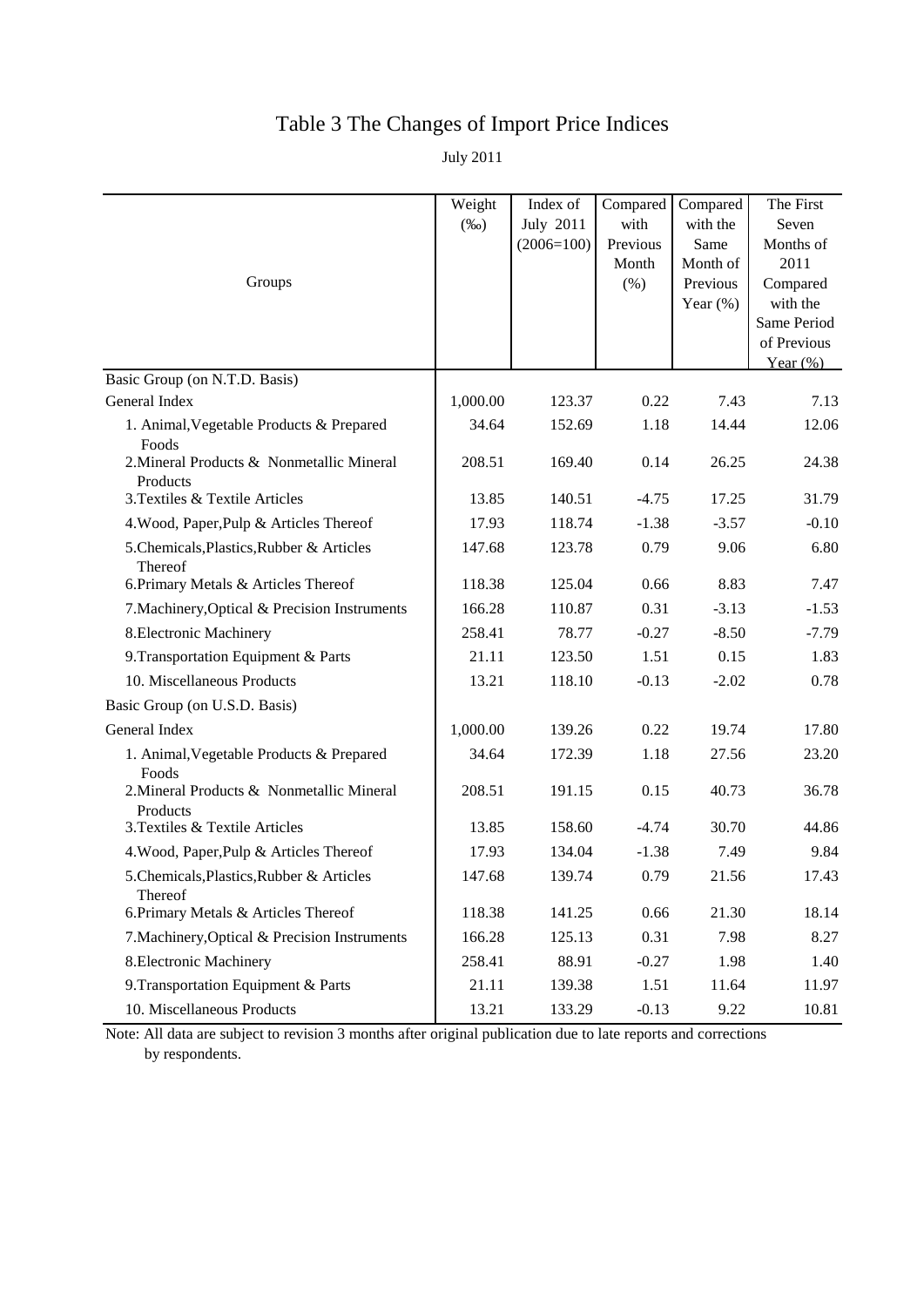# Table 3 The Changes of Import Price Indices

July 2011

| Groups | Weight (‰) | Index of July 2011 (2006=100) | Compared with Previous Month (%) | Compared with the Same Month of Previous Year (%) | The First Seven Months of 2011 Compared with the Same Period of Previous Year (%) |
|---|---|---|---|---|---|
| Basic Group (on N.T.D. Basis) | | | | | |
| General Index | 1,000.00 | 123.37 | 0.22 | 7.43 | 7.13 |
| 1. Animal,Vegetable Products & Prepared Foods | 34.64 | 152.69 | 1.18 | 14.44 | 12.06 |
| 2.Mineral Products & Nonmetallic Mineral Products | 208.51 | 169.40 | 0.14 | 26.25 | 24.38 |
| 3.Textiles & Textile Articles | 13.85 | 140.51 | -4.75 | 17.25 | 31.79 |
| 4.Wood, Paper,Pulp & Articles Thereof | 17.93 | 118.74 | -1.38 | -3.57 | -0.10 |
| 5.Chemicals,Plastics,Rubber & Articles Thereof | 147.68 | 123.78 | 0.79 | 9.06 | 6.80 |
| 6.Primary Metals & Articles Thereof | 118.38 | 125.04 | 0.66 | 8.83 | 7.47 |
| 7.Machinery,Optical & Precision Instruments | 166.28 | 110.87 | 0.31 | -3.13 | -1.53 |
| 8.Electronic Machinery | 258.41 | 78.77 | -0.27 | -8.50 | -7.79 |
| 9.Transportation Equipment & Parts | 21.11 | 123.50 | 1.51 | 0.15 | 1.83 |
| 10. Miscellaneous Products | 13.21 | 118.10 | -0.13 | -2.02 | 0.78 |
| Basic Group (on U.S.D. Basis) | | | | | |
| General Index | 1,000.00 | 139.26 | 0.22 | 19.74 | 17.80 |
| 1. Animal,Vegetable Products & Prepared Foods | 34.64 | 172.39 | 1.18 | 27.56 | 23.20 |
| 2.Mineral Products & Nonmetallic Mineral Products | 208.51 | 191.15 | 0.15 | 40.73 | 36.78 |
| 3.Textiles & Textile Articles | 13.85 | 158.60 | -4.74 | 30.70 | 44.86 |
| 4.Wood, Paper,Pulp & Articles Thereof | 17.93 | 134.04 | -1.38 | 7.49 | 9.84 |
| 5.Chemicals,Plastics,Rubber & Articles Thereof | 147.68 | 139.74 | 0.79 | 21.56 | 17.43 |
| 6.Primary Metals & Articles Thereof | 118.38 | 141.25 | 0.66 | 21.30 | 18.14 |
| 7.Machinery,Optical & Precision Instruments | 166.28 | 125.13 | 0.31 | 7.98 | 8.27 |
| 8.Electronic Machinery | 258.41 | 88.91 | -0.27 | 1.98 | 1.40 |
| 9.Transportation Equipment & Parts | 21.11 | 139.38 | 1.51 | 11.64 | 11.97 |
| 10. Miscellaneous Products | 13.21 | 133.29 | -0.13 | 9.22 | 10.81 |

Note: All data are subject to revision 3 months after original publication due to late reports and corrections by respondents.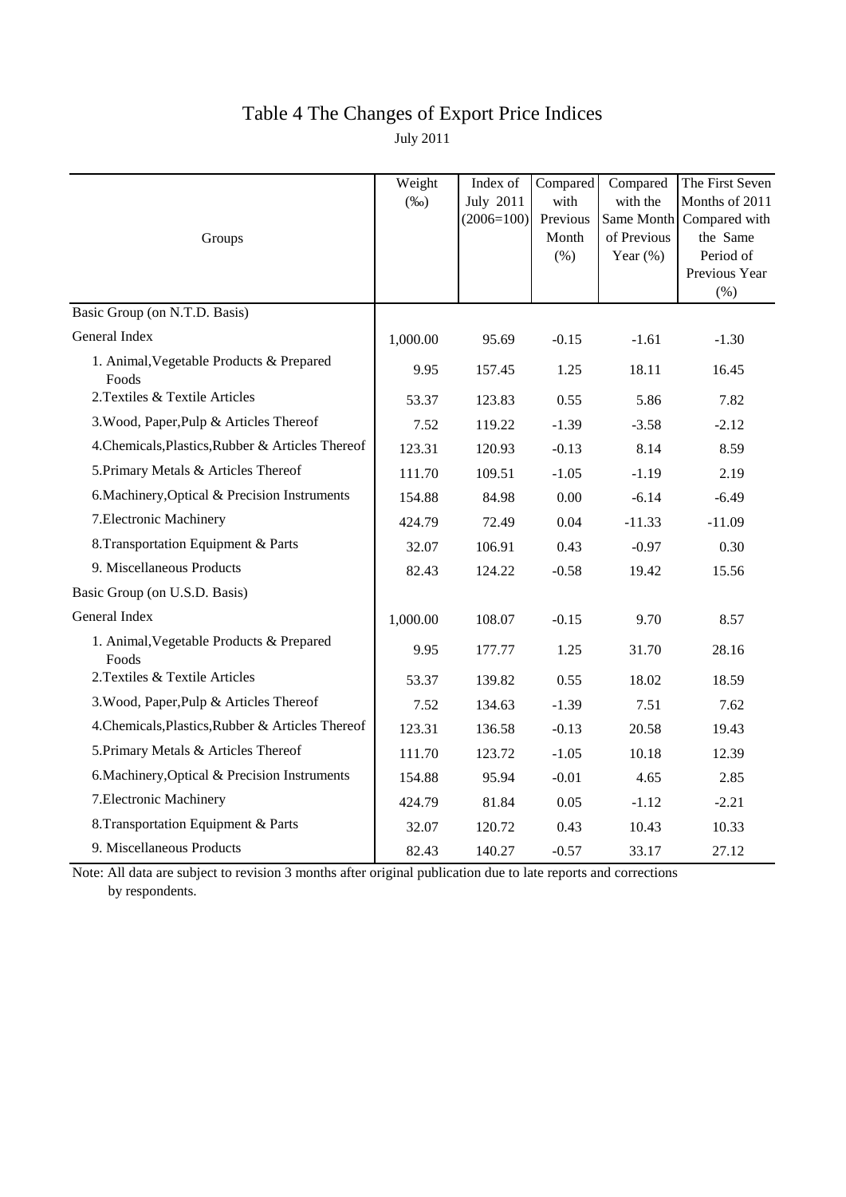# Table 4 The Changes of Export Price Indices

July 2011

| Groups | Weight (‰) | Index of July 2011 (2006=100) | Compared with Previous Month (%) | Compared with the Same Month of Previous Year (%) | The First Seven Months of 2011 Compared with the Same Period of Previous Year (%) |
|---|---|---|---|---|---|
| Basic Group (on N.T.D. Basis) | | | | | |
| General Index | 1,000.00 | 95.69 | -0.15 | -1.61 | -1.30 |
| 1. Animal,Vegetable Products & Prepared Foods | 9.95 | 157.45 | 1.25 | 18.11 | 16.45 |
| 2.Textiles & Textile Articles | 53.37 | 123.83 | 0.55 | 5.86 | 7.82 |
| 3.Wood, Paper,Pulp & Articles Thereof | 7.52 | 119.22 | -1.39 | -3.58 | -2.12 |
| 4.Chemicals,Plastics,Rubber & Articles Thereof | 123.31 | 120.93 | -0.13 | 8.14 | 8.59 |
| 5.Primary Metals & Articles Thereof | 111.70 | 109.51 | -1.05 | -1.19 | 2.19 |
| 6.Machinery,Optical & Precision Instruments | 154.88 | 84.98 | 0.00 | -6.14 | -6.49 |
| 7.Electronic Machinery | 424.79 | 72.49 | 0.04 | -11.33 | -11.09 |
| 8.Transportation Equipment & Parts | 32.07 | 106.91 | 0.43 | -0.97 | 0.30 |
| 9. Miscellaneous Products | 82.43 | 124.22 | -0.58 | 19.42 | 15.56 |
| Basic Group (on U.S.D. Basis) | | | | | |
| General Index | 1,000.00 | 108.07 | -0.15 | 9.70 | 8.57 |
| 1. Animal,Vegetable Products & Prepared Foods | 9.95 | 177.77 | 1.25 | 31.70 | 28.16 |
| 2.Textiles & Textile Articles | 53.37 | 139.82 | 0.55 | 18.02 | 18.59 |
| 3.Wood, Paper,Pulp & Articles Thereof | 7.52 | 134.63 | -1.39 | 7.51 | 7.62 |
| 4.Chemicals,Plastics,Rubber & Articles Thereof | 123.31 | 136.58 | -0.13 | 20.58 | 19.43 |
| 5.Primary Metals & Articles Thereof | 111.70 | 123.72 | -1.05 | 10.18 | 12.39 |
| 6.Machinery,Optical & Precision Instruments | 154.88 | 95.94 | -0.01 | 4.65 | 2.85 |
| 7.Electronic Machinery | 424.79 | 81.84 | 0.05 | -1.12 | -2.21 |
| 8.Transportation Equipment & Parts | 32.07 | 120.72 | 0.43 | 10.43 | 10.33 |
| 9. Miscellaneous Products | 82.43 | 140.27 | -0.57 | 33.17 | 27.12 |

Note: All data are subject to revision 3 months after original publication due to late reports and corrections by respondents.